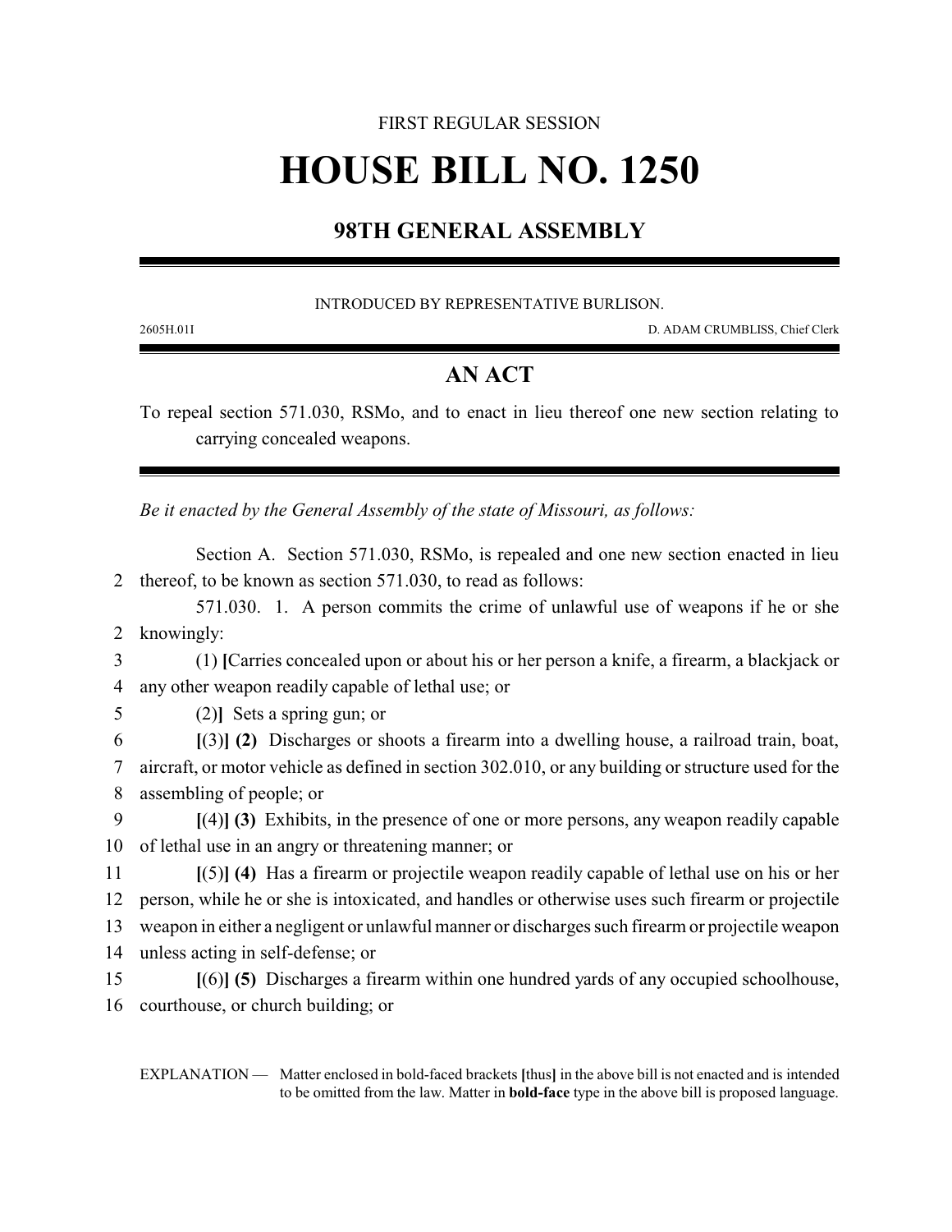FIRST REGULAR SESSION

# HOUSE BILL NO. 1250

## 98TH GENERAL ASSEMBLY

INTRODUCED BY REPRESENTATIVE BURLISON.

2605H.01I D. ADAM CRUMBLISS, Chief Clerk

## AN ACT

To repeal section 571.030, RSMo, and to enact in lieu thereof one new section relating to carrying concealed weapons.

*Be it enacted by the General Assembly of the state of Missouri, as follows:*

Section A. Section 571.030, RSMo, is repealed and one new section enacted in lieu thereof, to be known as section 571.030, to read as follows:

571.030. 1. A person commits the crime of unlawful use of weapons if he or she knowingly:

(1) **[**Carries concealed upon or about his or her person a knife, a firearm, a blackjack or any other weapon readily capable of lethal use; or

(2)**]** Sets a spring gun; or

**[**(3)**]** **(2)** Discharges or shoots a firearm into a dwelling house, a railroad train, boat, aircraft, or motor vehicle as defined in section 302.010, or any building or structure used for the assembling of people; or

**[**(4)**]** **(3)** Exhibits, in the presence of one or more persons, any weapon readily capable of lethal use in an angry or threatening manner; or

**[**(5)**]** **(4)** Has a firearm or projectile weapon readily capable of lethal use on his or her person, while he or she is intoxicated, and handles or otherwise uses such firearm or projectile weapon in either a negligent or unlawful manner or discharges such firearm or projectile weapon unless acting in self-defense; or

**[**(6)**]** **(5)** Discharges a firearm within one hundred yards of any occupied schoolhouse, courthouse, or church building; or

EXPLANATION — Matter enclosed in bold-faced brackets **[**thus**]** in the above bill is not enacted and is intended to be omitted from the law. Matter in **bold-face** type in the above bill is proposed language.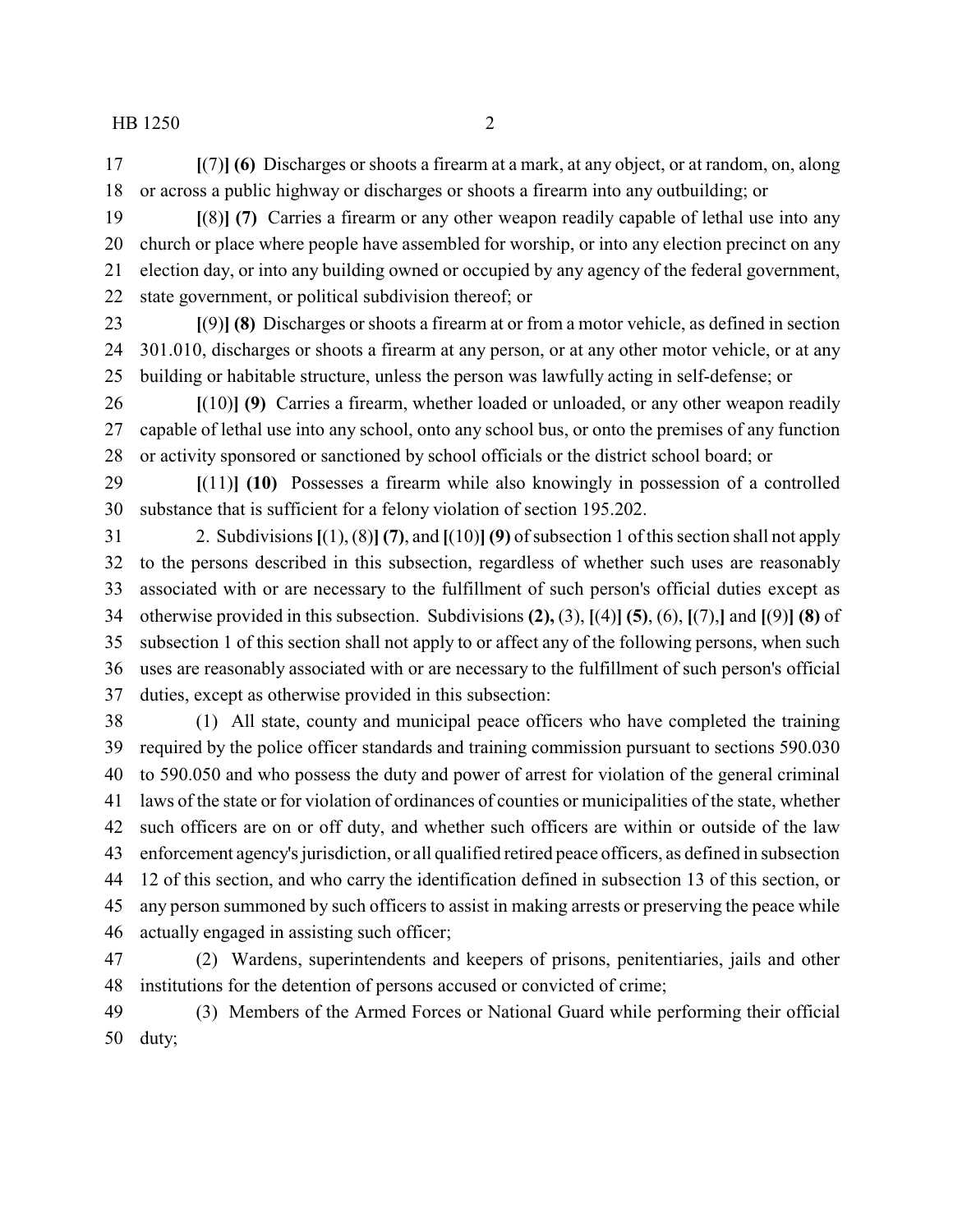**[**(7)**] (6)** Discharges or shoots a firearm at a mark, at any object, or at random, on, along or across a public highway or discharges or shoots a firearm into any outbuilding; or

**[**(8)**] (7)** Carries a firearm or any other weapon readily capable of lethal use into any church or place where people have assembled for worship, or into any election precinct on any election day, or into any building owned or occupied by any agency of the federal government, state government, or political subdivision thereof; or

**[**(9)**] (8)** Discharges or shoots a firearm at or from a motor vehicle, as defined in section 301.010, discharges or shoots a firearm at any person, or at any other motor vehicle, or at any building or habitable structure, unless the person was lawfully acting in self-defense; or

**[**(10)**] (9)** Carries a firearm, whether loaded or unloaded, or any other weapon readily capable of lethal use into any school, onto any school bus, or onto the premises of any function or activity sponsored or sanctioned by school officials or the district school board; or

**[**(11)**] (10)** Possesses a firearm while also knowingly in possession of a controlled substance that is sufficient for a felony violation of section 195.202.

2. Subdivisions **[**(1), (8)**] (7)**, and **[**(10)**] (9)** of subsection 1 of this section shall not apply to the persons described in this subsection, regardless of whether such uses are reasonably associated with or are necessary to the fulfillment of such person's official duties except as otherwise provided in this subsection. Subdivisions **(2),** (3), **[**(4)**] (5)**, (6), **[**(7),**]** and **[**(9)**] (8)** of subsection 1 of this section shall not apply to or affect any of the following persons, when such uses are reasonably associated with or are necessary to the fulfillment of such person's official duties, except as otherwise provided in this subsection:

(1) All state, county and municipal peace officers who have completed the training required by the police officer standards and training commission pursuant to sections 590.030 to 590.050 and who possess the duty and power of arrest for violation of the general criminal laws of the state or for violation of ordinances of counties or municipalities of the state, whether such officers are on or off duty, and whether such officers are within or outside of the law enforcement agency's jurisdiction, or all qualified retired peace officers, as defined in subsection 12 of this section, and who carry the identification defined in subsection 13 of this section, or any person summoned by such officers to assist in making arrests or preserving the peace while actually engaged in assisting such officer;

(2) Wardens, superintendents and keepers of prisons, penitentiaries, jails and other institutions for the detention of persons accused or convicted of crime;

(3) Members of the Armed Forces or National Guard while performing their official duty;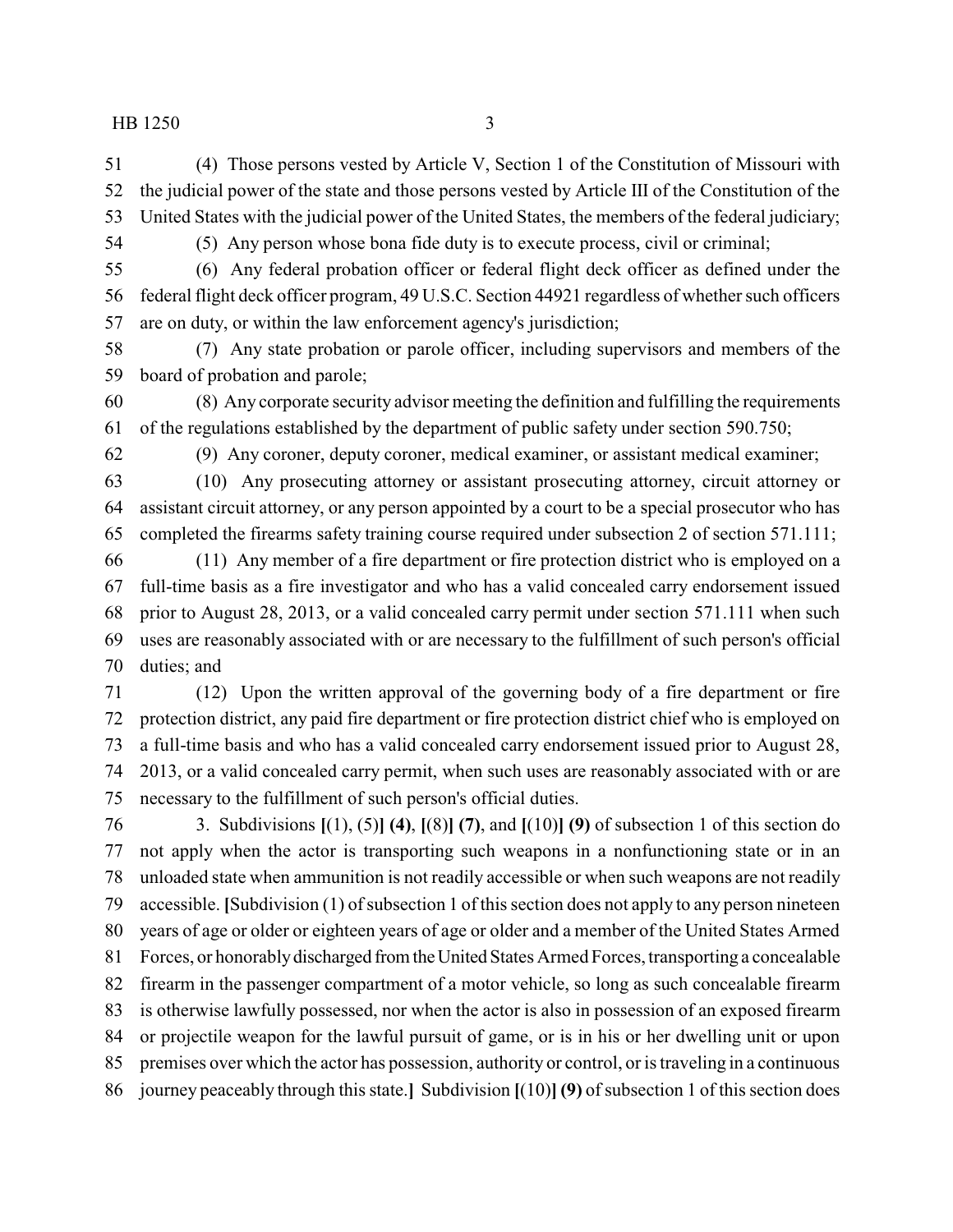(4) Those persons vested by Article V, Section 1 of the Constitution of Missouri with the judicial power of the state and those persons vested by Article III of the Constitution of the United States with the judicial power of the United States, the members of the federal judiciary;

(5) Any person whose bona fide duty is to execute process, civil or criminal;

(6) Any federal probation officer or federal flight deck officer as defined under the federal flight deck officer program, 49 U.S.C. Section 44921 regardless of whether such officers are on duty, or within the law enforcement agency's jurisdiction;

(7) Any state probation or parole officer, including supervisors and members of the board of probation and parole;

(8) Any corporate security advisor meeting the definition and fulfilling the requirements of the regulations established by the department of public safety under section 590.750;

(9) Any coroner, deputy coroner, medical examiner, or assistant medical examiner;

(10) Any prosecuting attorney or assistant prosecuting attorney, circuit attorney or assistant circuit attorney, or any person appointed by a court to be a special prosecutor who has completed the firearms safety training course required under subsection 2 of section 571.111;

(11) Any member of a fire department or fire protection district who is employed on a full-time basis as a fire investigator and who has a valid concealed carry endorsement issued prior to August 28, 2013, or a valid concealed carry permit under section 571.111 when such uses are reasonably associated with or are necessary to the fulfillment of such person's official duties; and

(12) Upon the written approval of the governing body of a fire department or fire protection district, any paid fire department or fire protection district chief who is employed on a full-time basis and who has a valid concealed carry endorsement issued prior to August 28, 2013, or a valid concealed carry permit, when such uses are reasonably associated with or are necessary to the fulfillment of such person's official duties.

3. Subdivisions **[**(1), (5)**] (4)**, **[**(8)**] (7)**, and **[**(10)**] (9)** of subsection 1 of this section do not apply when the actor is transporting such weapons in a nonfunctioning state or in an unloaded state when ammunition is not readily accessible or when such weapons are not readily accessible. **[**Subdivision (1) of subsection 1 of this section does not apply to any person nineteen years of age or older or eighteen years of age or older and a member of the United States Armed Forces, or honorably discharged from the United States Armed Forces, transporting a concealable firearm in the passenger compartment of a motor vehicle, so long as such concealable firearm is otherwise lawfully possessed, nor when the actor is also in possession of an exposed firearm or projectile weapon for the lawful pursuit of game, or is in his or her dwelling unit or upon premises over which the actor has possession, authority or control, or is traveling in a continuous journey peaceably through this state.**]** Subdivision **[**(10)**] (9)** of subsection 1 of this section does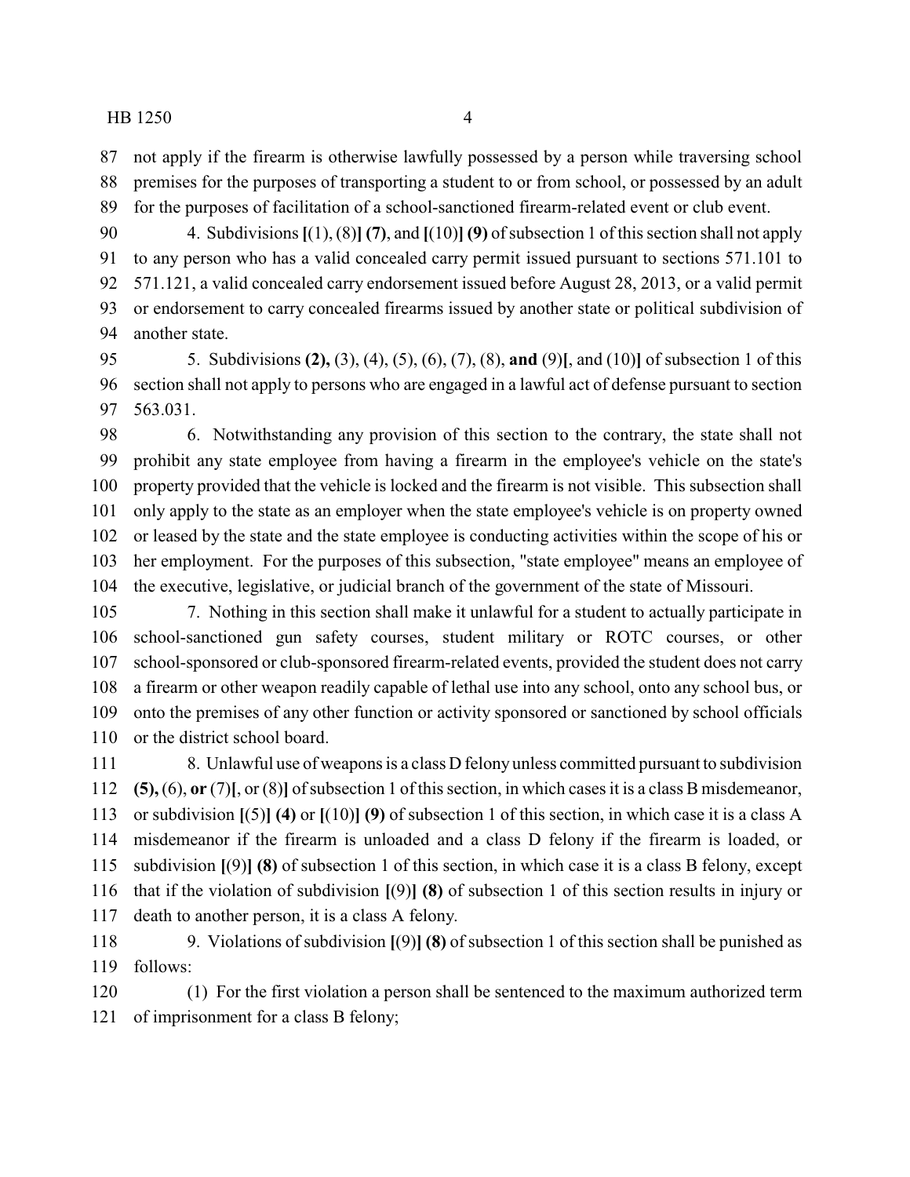not apply if the firearm is otherwise lawfully possessed by a person while traversing school premises for the purposes of transporting a student to or from school, or possessed by an adult for the purposes of facilitation of a school-sanctioned firearm-related event or club event.

4. Subdivisions [(1), (8)] **(7)**, and [(10)] **(9)** of subsection 1 of this section shall not apply to any person who has a valid concealed carry permit issued pursuant to sections 571.101 to 571.121, a valid concealed carry endorsement issued before August 28, 2013, or a valid permit or endorsement to carry concealed firearms issued by another state or political subdivision of another state.

5. Subdivisions **(2),** (3), (4), (5), (6), (7), (8), **and** (9)[, and (10)] of subsection 1 of this section shall not apply to persons who are engaged in a lawful act of defense pursuant to section 563.031.

6. Notwithstanding any provision of this section to the contrary, the state shall not prohibit any state employee from having a firearm in the employee's vehicle on the state's property provided that the vehicle is locked and the firearm is not visible. This subsection shall only apply to the state as an employer when the state employee's vehicle is on property owned or leased by the state and the state employee is conducting activities within the scope of his or her employment. For the purposes of this subsection, "state employee" means an employee of the executive, legislative, or judicial branch of the government of the state of Missouri.

7. Nothing in this section shall make it unlawful for a student to actually participate in school-sanctioned gun safety courses, student military or ROTC courses, or other school-sponsored or club-sponsored firearm-related events, provided the student does not carry a firearm or other weapon readily capable of lethal use into any school, onto any school bus, or onto the premises of any other function or activity sponsored or sanctioned by school officials or the district school board.

8. Unlawful use of weapons is a class D felony unless committed pursuant to subdivision **(5),** (6), **or** (7)[, or (8)] of subsection 1 of this section, in which cases it is a class B misdemeanor, or subdivision [(5)] **(4)** or [(10)] **(9)** of subsection 1 of this section, in which case it is a class A misdemeanor if the firearm is unloaded and a class D felony if the firearm is loaded, or subdivision [(9)] **(8)** of subsection 1 of this section, in which case it is a class B felony, except that if the violation of subdivision [(9)] **(8)** of subsection 1 of this section results in injury or death to another person, it is a class A felony.

9. Violations of subdivision [(9)] **(8)** of subsection 1 of this section shall be punished as follows:

(1) For the first violation a person shall be sentenced to the maximum authorized term of imprisonment for a class B felony;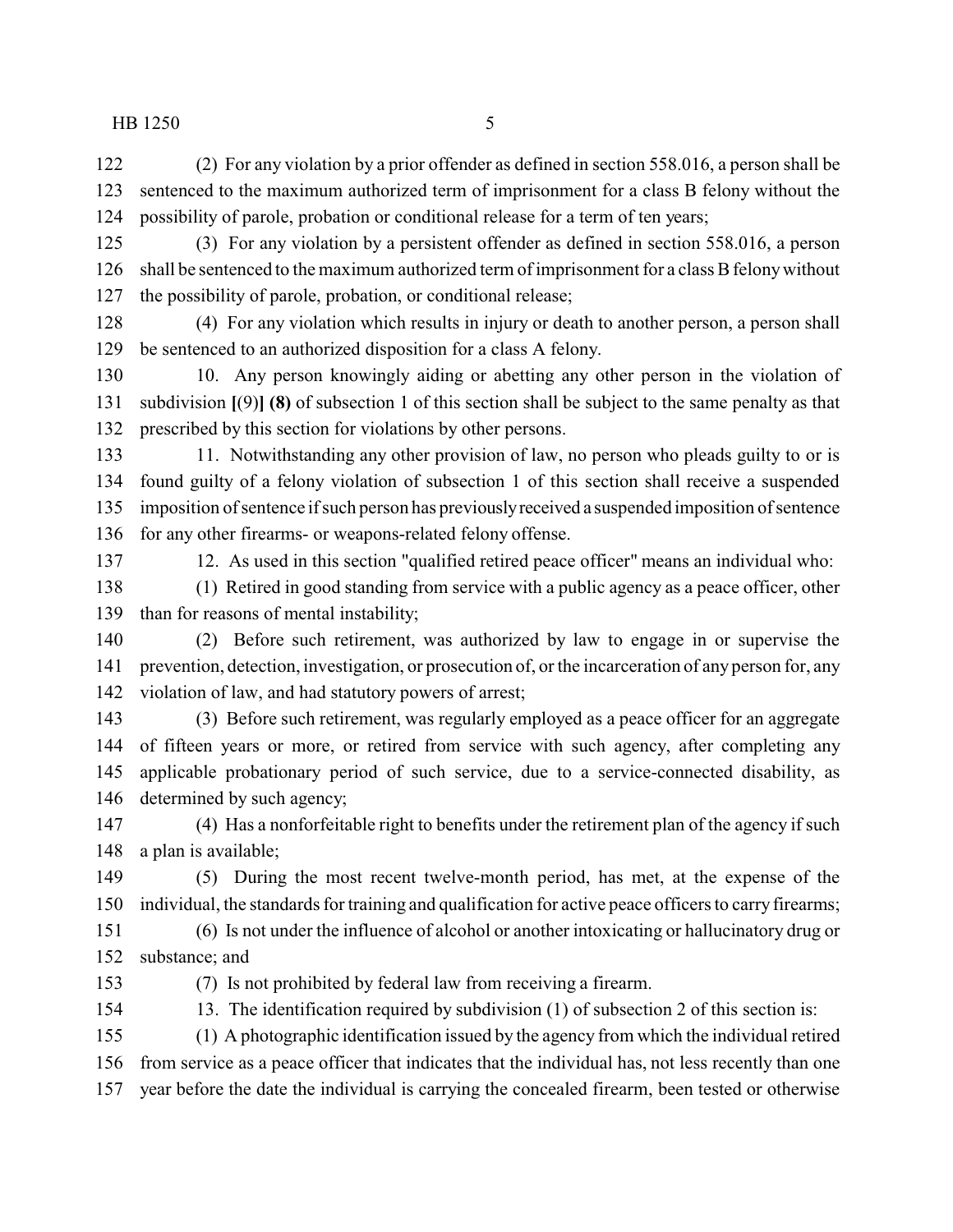(2) For any violation by a prior offender as defined in section 558.016, a person shall be sentenced to the maximum authorized term of imprisonment for a class B felony without the possibility of parole, probation or conditional release for a term of ten years;

(3) For any violation by a persistent offender as defined in section 558.016, a person shall be sentenced to the maximum authorized term of imprisonment for a class B felony without the possibility of parole, probation, or conditional release;

(4) For any violation which results in injury or death to another person, a person shall be sentenced to an authorized disposition for a class A felony.

10. Any person knowingly aiding or abetting any other person in the violation of subdivision **[**(9)**] (8)** of subsection 1 of this section shall be subject to the same penalty as that prescribed by this section for violations by other persons.

11. Notwithstanding any other provision of law, no person who pleads guilty to or is found guilty of a felony violation of subsection 1 of this section shall receive a suspended imposition of sentence if such person has previously received a suspended imposition of sentence for any other firearms- or weapons-related felony offense.

12. As used in this section "qualified retired peace officer" means an individual who:

(1) Retired in good standing from service with a public agency as a peace officer, other than for reasons of mental instability;

(2) Before such retirement, was authorized by law to engage in or supervise the prevention, detection, investigation, or prosecution of, or the incarceration of any person for, any violation of law, and had statutory powers of arrest;

(3) Before such retirement, was regularly employed as a peace officer for an aggregate of fifteen years or more, or retired from service with such agency, after completing any applicable probationary period of such service, due to a service-connected disability, as determined by such agency;

(4) Has a nonforfeitable right to benefits under the retirement plan of the agency if such a plan is available;

(5) During the most recent twelve-month period, has met, at the expense of the individual, the standards for training and qualification for active peace officers to carry firearms;

(6) Is not under the influence of alcohol or another intoxicating or hallucinatory drug or substance; and

(7) Is not prohibited by federal law from receiving a firearm.

13. The identification required by subdivision (1) of subsection 2 of this section is:

(1) A photographic identification issued by the agency from which the individual retired from service as a peace officer that indicates that the individual has, not less recently than one year before the date the individual is carrying the concealed firearm, been tested or otherwise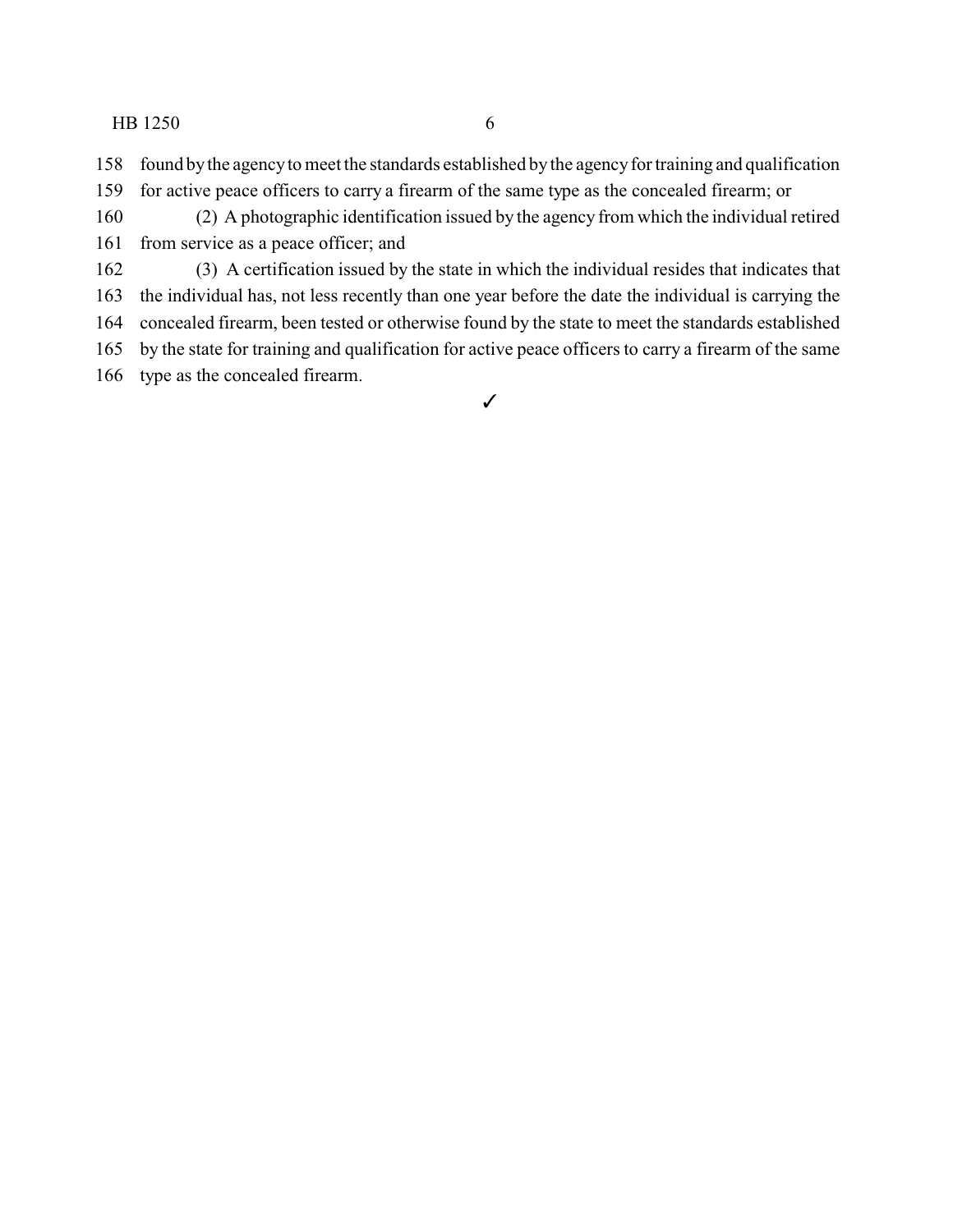found by the agency to meet the standards established by the agency for training and qualification for active peace officers to carry a firearm of the same type as the concealed firearm; or

(2) A photographic identification issued by the agency from which the individual retired from service as a peace officer; and

(3) A certification issued by the state in which the individual resides that indicates that the individual has, not less recently than one year before the date the individual is carrying the concealed firearm, been tested or otherwise found by the state to meet the standards established by the state for training and qualification for active peace officers to carry a firearm of the same type as the concealed firearm.

✓